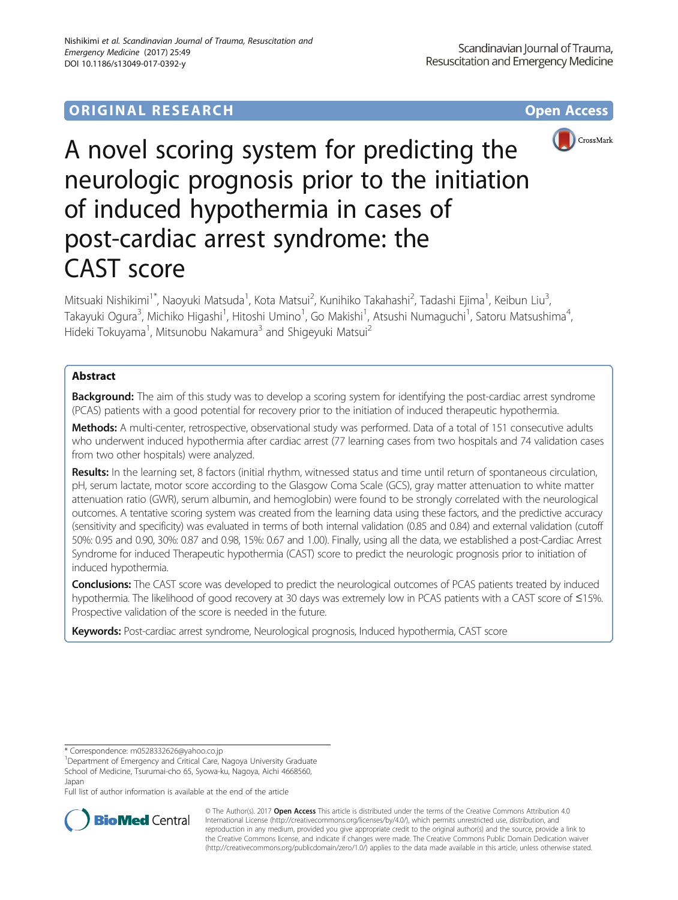ORIGINAL RESEARCH **Open Access**

# A novel scoring system for predicting the neurologic prognosis prior to the initiation of induced hypothermia in cases of post-cardiac arrest syndrome: the CAST score

Mitsuaki Nishikimi[1*], Naoyuki Matsuda[1], Kota Matsui[2], Kunihiko Takahashi[2], Tadashi Ejima[1], Keibun Liu[3], Takayuki Ogura[3], Michiko Higashi[1], Hitoshi Umino[1], Go Makishi[1], Atsushi Numaguchi[1], Satoru Matsushima[4], Hideki Tokuyama[1], Mitsunobu Nakamura[3] and Shigeyuki Matsui[2]

## Abstract

**Background:** The aim of this study was to develop a scoring system for identifying the post-cardiac arrest syndrome (PCAS) patients with a good potential for recovery prior to the initiation of induced therapeutic hypothermia.

**Methods:** A multi-center, retrospective, observational study was performed. Data of a total of 151 consecutive adults who underwent induced hypothermia after cardiac arrest (77 learning cases from two hospitals and 74 validation cases from two other hospitals) were analyzed.

**Results:** In the learning set, 8 factors (initial rhythm, witnessed status and time until return of spontaneous circulation, pH, serum lactate, motor score according to the Glasgow Coma Scale (GCS), gray matter attenuation to white matter attenuation ratio (GWR), serum albumin, and hemoglobin) were found to be strongly correlated with the neurological outcomes. A tentative scoring system was created from the learning data using these factors, and the predictive accuracy (sensitivity and specificity) was evaluated in terms of both internal validation (0.85 and 0.84) and external validation (cutoff 50%: 0.95 and 0.90, 30%: 0.87 and 0.98, 15%: 0.67 and 1.00). Finally, using all the data, we established a post-Cardiac Arrest Syndrome for induced Therapeutic hypothermia (CAST) score to predict the neurologic prognosis prior to initiation of induced hypothermia.

**Conclusions:** The CAST score was developed to predict the neurological outcomes of PCAS patients treated by induced hypothermia. The likelihood of good recovery at 30 days was extremely low in PCAS patients with a CAST score of ≤15%. Prospective validation of the score is needed in the future.

**Keywords:** Post-cardiac arrest syndrome, Neurological prognosis, Induced hypothermia, CAST score

---

* Correspondence: m0528332626@yahoo.co.jp

[1]Department of Emergency and Critical Care, Nagoya University Graduate School of Medicine, Tsurumai-cho 65, Syowa-ku, Nagoya, Aichi 4668560, Japan

Full list of author information is available at the end of the article

© The Author(s). 2017 **Open Access** This article is distributed under the terms of the Creative Commons Attribution 4.0 International License (http://creativecommons.org/licenses/by/4.0/), which permits unrestricted use, distribution, and reproduction in any medium, provided you give appropriate credit to the original author(s) and the source, provide a link to the Creative Commons license, and indicate if changes were made. The Creative Commons Public Domain Dedication waiver (http://creativecommons.org/publicdomain/zero/1.0/) applies to the data made available in this article, unless otherwise stated.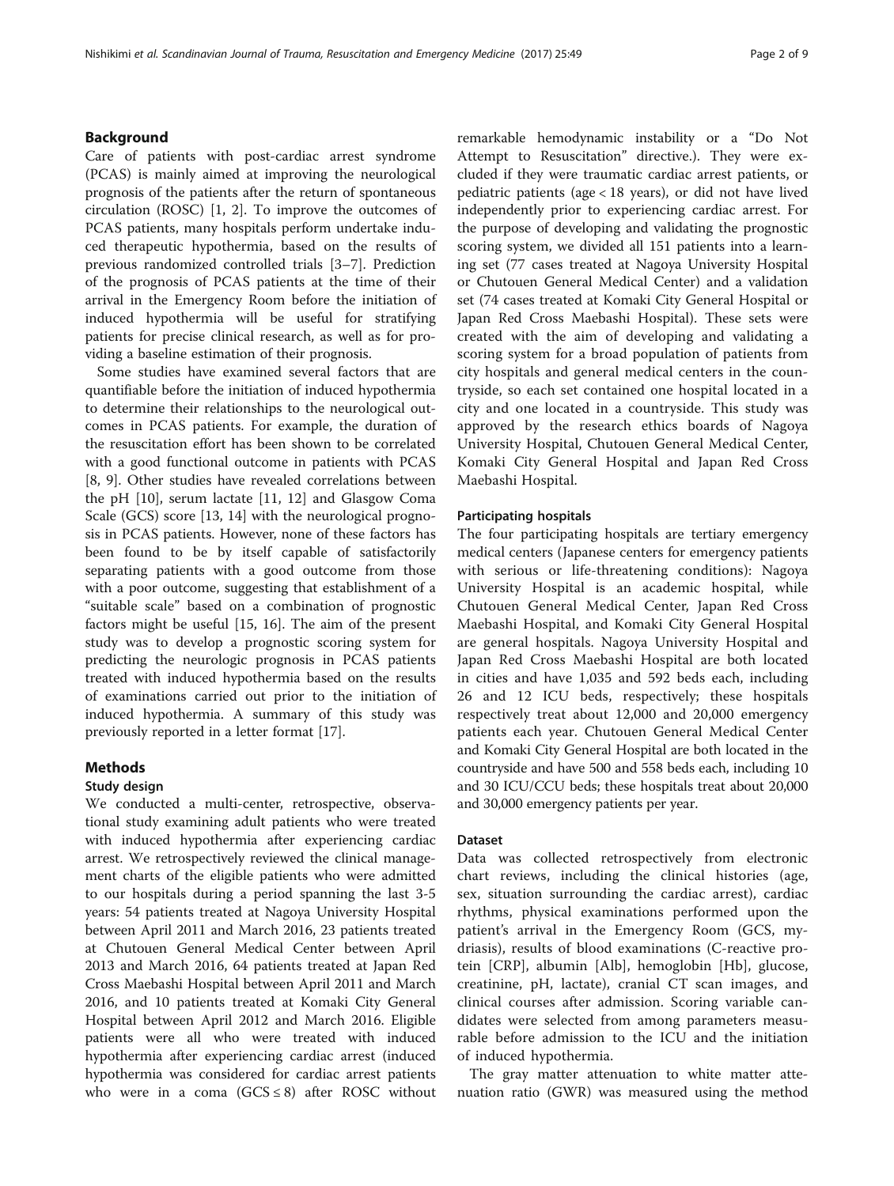## Background

Care of patients with post-cardiac arrest syndrome (PCAS) is mainly aimed at improving the neurological prognosis of the patients after the return of spontaneous circulation (ROSC) [1, 2]. To improve the outcomes of PCAS patients, many hospitals perform undertake induced therapeutic hypothermia, based on the results of previous randomized controlled trials [3–7]. Prediction of the prognosis of PCAS patients at the time of their arrival in the Emergency Room before the initiation of induced hypothermia will be useful for stratifying patients for precise clinical research, as well as for providing a baseline estimation of their prognosis.

Some studies have examined several factors that are quantifiable before the initiation of induced hypothermia to determine their relationships to the neurological outcomes in PCAS patients. For example, the duration of the resuscitation effort has been shown to be correlated with a good functional outcome in patients with PCAS [8, 9]. Other studies have revealed correlations between the pH [10], serum lactate [11, 12] and Glasgow Coma Scale (GCS) score [13, 14] with the neurological prognosis in PCAS patients. However, none of these factors has been found to be by itself capable of satisfactorily separating patients with a good outcome from those with a poor outcome, suggesting that establishment of a "suitable scale" based on a combination of prognostic factors might be useful [15, 16]. The aim of the present study was to develop a prognostic scoring system for predicting the neurologic prognosis in PCAS patients treated with induced hypothermia based on the results of examinations carried out prior to the initiation of induced hypothermia. A summary of this study was previously reported in a letter format [17].

## Methods

### Study design

We conducted a multi-center, retrospective, observational study examining adult patients who were treated with induced hypothermia after experiencing cardiac arrest. We retrospectively reviewed the clinical management charts of the eligible patients who were admitted to our hospitals during a period spanning the last 3-5 years: 54 patients treated at Nagoya University Hospital between April 2011 and March 2016, 23 patients treated at Chutouen General Medical Center between April 2013 and March 2016, 64 patients treated at Japan Red Cross Maebashi Hospital between April 2011 and March 2016, and 10 patients treated at Komaki City General Hospital between April 2012 and March 2016. Eligible patients were all who were treated with induced hypothermia after experiencing cardiac arrest (induced hypothermia was considered for cardiac arrest patients who were in a coma (GCS ≤ 8) after ROSC without remarkable hemodynamic instability or a "Do Not Attempt to Resuscitation" directive.). They were excluded if they were traumatic cardiac arrest patients, or pediatric patients (age < 18 years), or did not have lived independently prior to experiencing cardiac arrest. For the purpose of developing and validating the prognostic scoring system, we divided all 151 patients into a learning set (77 cases treated at Nagoya University Hospital or Chutouen General Medical Center) and a validation set (74 cases treated at Komaki City General Hospital or Japan Red Cross Maebashi Hospital). These sets were created with the aim of developing and validating a scoring system for a broad population of patients from city hospitals and general medical centers in the countryside, so each set contained one hospital located in a city and one located in a countryside. This study was approved by the research ethics boards of Nagoya University Hospital, Chutouen General Medical Center, Komaki City General Hospital and Japan Red Cross Maebashi Hospital.

### Participating hospitals

The four participating hospitals are tertiary emergency medical centers (Japanese centers for emergency patients with serious or life-threatening conditions): Nagoya University Hospital is an academic hospital, while Chutouen General Medical Center, Japan Red Cross Maebashi Hospital, and Komaki City General Hospital are general hospitals. Nagoya University Hospital and Japan Red Cross Maebashi Hospital are both located in cities and have 1,035 and 592 beds each, including 26 and 12 ICU beds, respectively; these hospitals respectively treat about 12,000 and 20,000 emergency patients each year. Chutouen General Medical Center and Komaki City General Hospital are both located in the countryside and have 500 and 558 beds each, including 10 and 30 ICU/CCU beds; these hospitals treat about 20,000 and 30,000 emergency patients per year.

### Dataset

Data was collected retrospectively from electronic chart reviews, including the clinical histories (age, sex, situation surrounding the cardiac arrest), cardiac rhythms, physical examinations performed upon the patient's arrival in the Emergency Room (GCS, mydriasis), results of blood examinations (C-reactive protein [CRP], albumin [Alb], hemoglobin [Hb], glucose, creatinine, pH, lactate), cranial CT scan images, and clinical courses after admission. Scoring variable candidates were selected from among parameters measurable before admission to the ICU and the initiation of induced hypothermia.

The gray matter attenuation to white matter attenuation ratio (GWR) was measured using the method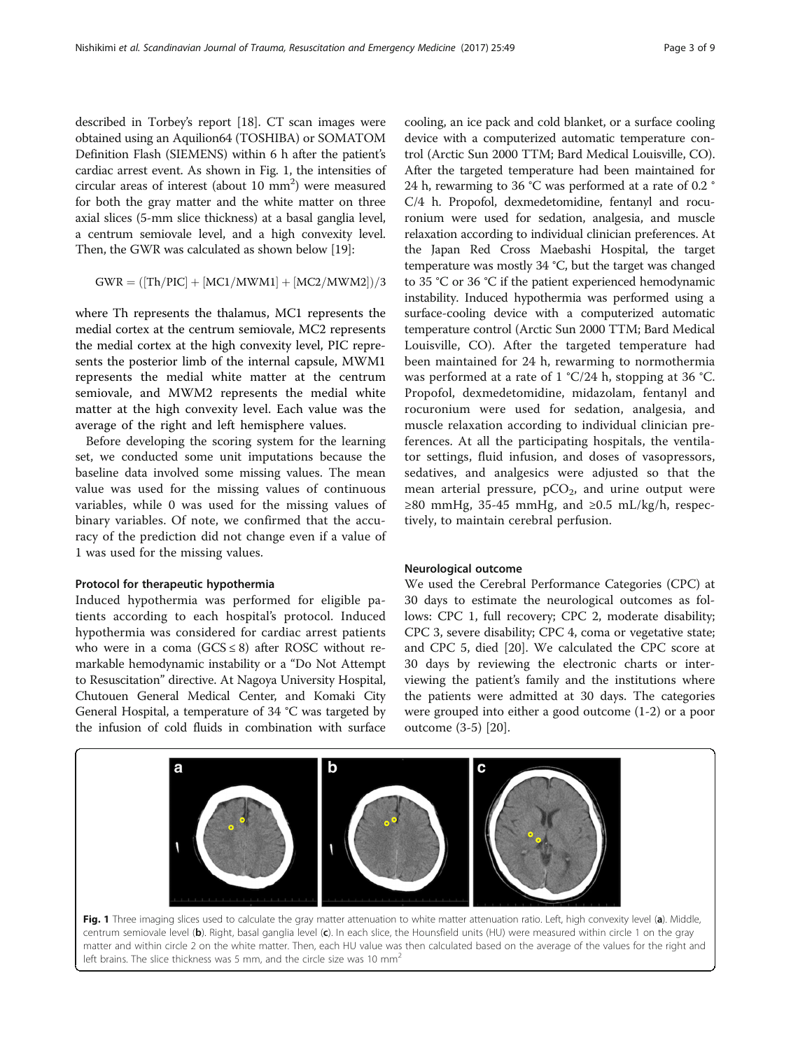described in Torbey's report [18]. CT scan images were obtained using an Aquilion64 (TOSHIBA) or SOMATOM Definition Flash (SIEMENS) within 6 h after the patient's cardiac arrest event. As shown in Fig. 1, the intensities of circular areas of interest (about 10 $mm^2$) were measured for both the gray matter and the white matter on three axial slices (5-mm slice thickness) at a basal ganglia level, a centrum semiovale level, and a high convexity level. Then, the GWR was calculated as shown below [19]:

$$\mathrm{GWR} = ([\mathrm{Th}/\mathrm{PIC}] + [\mathrm{MC1}/\mathrm{MWM1}] + [\mathrm{MC2}/\mathrm{MWM2}])/3$$

where Th represents the thalamus, MC1 represents the medial cortex at the centrum semiovale, MC2 represents the medial cortex at the high convexity level, PIC represents the posterior limb of the internal capsule, MWM1 represents the medial white matter at the centrum semiovale, and MWM2 represents the medial white matter at the high convexity level. Each value was the average of the right and left hemisphere values.

Before developing the scoring system for the learning set, we conducted some unit imputations because the baseline data involved some missing values. The mean value was used for the missing values of continuous variables, while 0 was used for the missing values of binary variables. Of note, we confirmed that the accuracy of the prediction did not change even if a value of 1 was used for the missing values.

#### Protocol for therapeutic hypothermia

Induced hypothermia was performed for eligible patients according to each hospital's protocol. Induced hypothermia was considered for cardiac arrest patients who were in a coma (GCS ≤ 8) after ROSC without remarkable hemodynamic instability or a "Do Not Attempt to Resuscitation" directive. At Nagoya University Hospital, Chutouen General Medical Center, and Komaki City General Hospital, a temperature of 34 °C was targeted by the infusion of cold fluids in combination with surface cooling, an ice pack and cold blanket, or a surface cooling device with a computerized automatic temperature control (Arctic Sun 2000 TTM; Bard Medical Louisville, CO). After the targeted temperature had been maintained for 24 h, rewarming to 36 °C was performed at a rate of 0.2 °C/4 h. Propofol, dexmedetomidine, fentanyl and rocuronium were used for sedation, analgesia, and muscle relaxation according to individual clinician preferences. At the Japan Red Cross Maebashi Hospital, the target temperature was mostly 34 °C, but the target was changed to 35 °C or 36 °C if the patient experienced hemodynamic instability. Induced hypothermia was performed using a surface-cooling device with a computerized automatic temperature control (Arctic Sun 2000 TTM; Bard Medical Louisville, CO). After the targeted temperature had been maintained for 24 h, rewarming to normothermia was performed at a rate of 1 °C/24 h, stopping at 36 °C. Propofol, dexmedetomidine, midazolam, fentanyl and rocuronium were used for sedation, analgesia, and muscle relaxation according to individual clinician preferences. At all the participating hospitals, the ventilator settings, fluid infusion, and doses of vasopressors, sedatives, and analgesics were adjusted so that the mean arterial pressure, $pCO_2$, and urine output were ≥80 mmHg, 35-45 mmHg, and ≥0.5 mL/kg/h, respectively, to maintain cerebral perfusion.

#### Neurological outcome

We used the Cerebral Performance Categories (CPC) at 30 days to estimate the neurological outcomes as follows: CPC 1, full recovery; CPC 2, moderate disability; CPC 3, severe disability; CPC 4, coma or vegetative state; and CPC 5, died [20]. We calculated the CPC score at 30 days by reviewing the electronic charts or interviewing the patient's family and the institutions where the patients were admitted at 30 days. The categories were grouped into either a good outcome (1-2) or a poor outcome (3-5) [20].

**Fig. 1** Three imaging slices used to calculate the gray matter attenuation to white matter attenuation ratio. Left, high convexity level (**a**). Middle, centrum semiovale level (**b**). Right, basal ganglia level (**c**). In each slice, the Hounsfield units (HU) were measured within circle 1 on the gray matter and within circle 2 on the white matter. Then, each HU value was then calculated based on the average of the values for the right and left brains. The slice thickness was 5 mm, and the circle size was 10 $mm^2$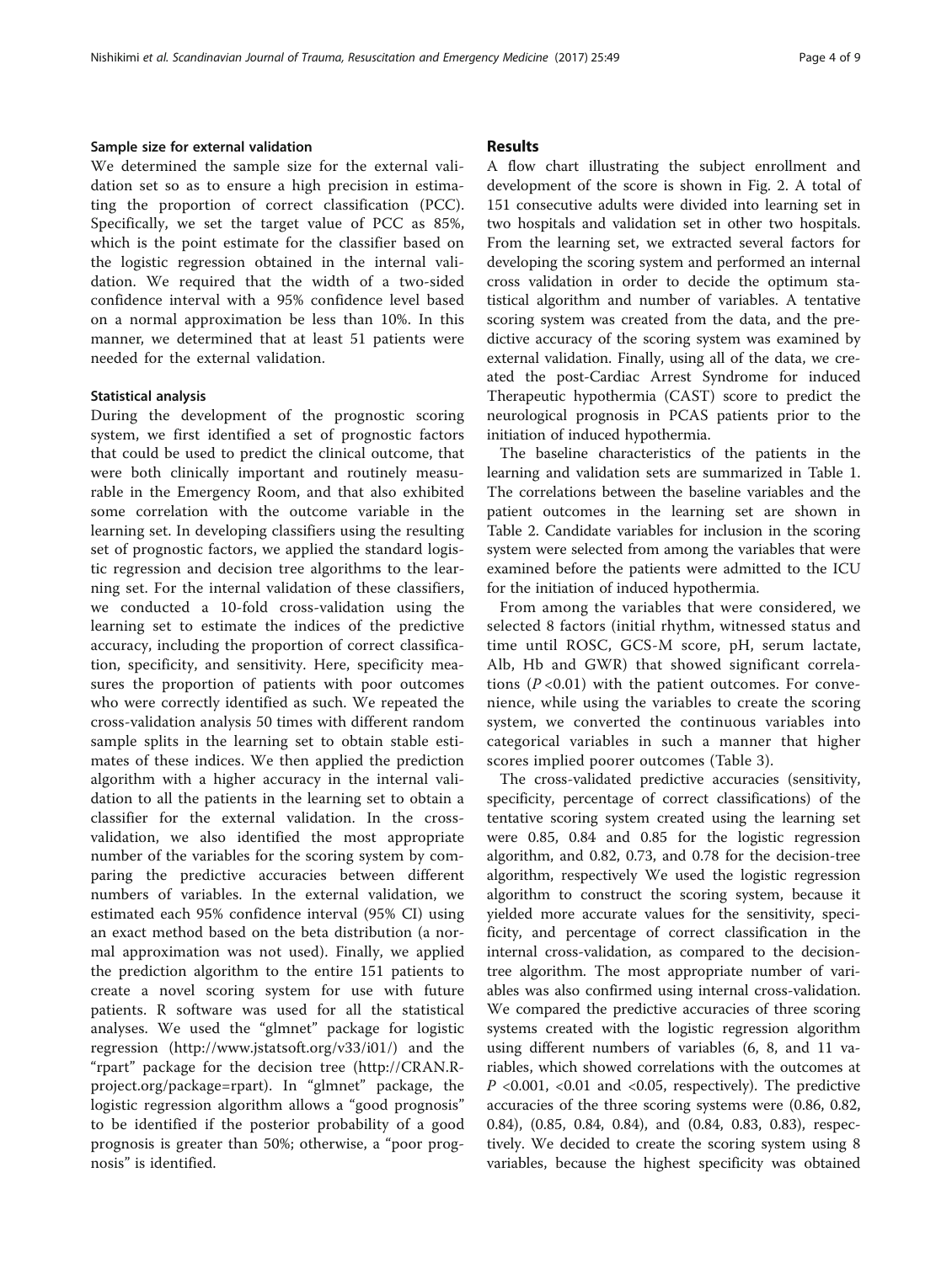### Sample size for external validation

We determined the sample size for the external validation set so as to ensure a high precision in estimating the proportion of correct classification (PCC). Specifically, we set the target value of PCC as 85%, which is the point estimate for the classifier based on the logistic regression obtained in the internal validation. We required that the width of a two-sided confidence interval with a 95% confidence level based on a normal approximation be less than 10%. In this manner, we determined that at least 51 patients were needed for the external validation.

### Statistical analysis

During the development of the prognostic scoring system, we first identified a set of prognostic factors that could be used to predict the clinical outcome, that were both clinically important and routinely measurable in the Emergency Room, and that also exhibited some correlation with the outcome variable in the learning set. In developing classifiers using the resulting set of prognostic factors, we applied the standard logistic regression and decision tree algorithms to the learning set. For the internal validation of these classifiers, we conducted a 10-fold cross-validation using the learning set to estimate the indices of the predictive accuracy, including the proportion of correct classification, specificity, and sensitivity. Here, specificity measures the proportion of patients with poor outcomes who were correctly identified as such. We repeated the cross-validation analysis 50 times with different random sample splits in the learning set to obtain stable estimates of these indices. We then applied the prediction algorithm with a higher accuracy in the internal validation to all the patients in the learning set to obtain a classifier for the external validation. In the cross-validation, we also identified the most appropriate number of the variables for the scoring system by comparing the predictive accuracies between different numbers of variables. In the external validation, we estimated each 95% confidence interval (95% CI) using an exact method based on the beta distribution (a normal approximation was not used). Finally, we applied the prediction algorithm to the entire 151 patients to create a novel scoring system for use with future patients. R software was used for all the statistical analyses. We used the "glmnet" package for logistic regression (http://www.jstatsoft.org/v33/i01/) and the "rpart" package for the decision tree (http://CRAN.R-project.org/package=rpart). In "glmnet" package, the logistic regression algorithm allows a "good prognosis" to be identified if the posterior probability of a good prognosis is greater than 50%; otherwise, a "poor prognosis" is identified.

## Results

A flow chart illustrating the subject enrollment and development of the score is shown in Fig. 2. A total of 151 consecutive adults were divided into learning set in two hospitals and validation set in other two hospitals. From the learning set, we extracted several factors for developing the scoring system and performed an internal cross validation in order to decide the optimum statistical algorithm and number of variables. A tentative scoring system was created from the data, and the predictive accuracy of the scoring system was examined by external validation. Finally, using all of the data, we created the post-Cardiac Arrest Syndrome for induced Therapeutic hypothermia (CAST) score to predict the neurological prognosis in PCAS patients prior to the initiation of induced hypothermia.

The baseline characteristics of the patients in the learning and validation sets are summarized in Table 1. The correlations between the baseline variables and the patient outcomes in the learning set are shown in Table 2. Candidate variables for inclusion in the scoring system were selected from among the variables that were examined before the patients were admitted to the ICU for the initiation of induced hypothermia.

From among the variables that were considered, we selected 8 factors (initial rhythm, witnessed status and time until ROSC, GCS-M score, pH, serum lactate, Alb, Hb and GWR) that showed significant correlations ($P < 0.01$) with the patient outcomes. For convenience, while using the variables to create the scoring system, we converted the continuous variables into categorical variables in such a manner that higher scores implied poorer outcomes (Table 3).

The cross-validated predictive accuracies (sensitivity, specificity, percentage of correct classifications) of the tentative scoring system created using the learning set were 0.85, 0.84 and 0.85 for the logistic regression algorithm, and 0.82, 0.73, and 0.78 for the decision-tree algorithm, respectively We used the logistic regression algorithm to construct the scoring system, because it yielded more accurate values for the sensitivity, specificity, and percentage of correct classification in the internal cross-validation, as compared to the decision-tree algorithm. The most appropriate number of variables was also confirmed using internal cross-validation. We compared the predictive accuracies of three scoring systems created with the logistic regression algorithm using different numbers of variables (6, 8, and 11 variables, which showed correlations with the outcomes at $P < 0.001$, $< 0.01$ and $< 0.05$, respectively). The predictive accuracies of the three scoring systems were (0.86, 0.82, 0.84), (0.85, 0.84, 0.84), and (0.84, 0.83, 0.83), respectively. We decided to create the scoring system using 8 variables, because the highest specificity was obtained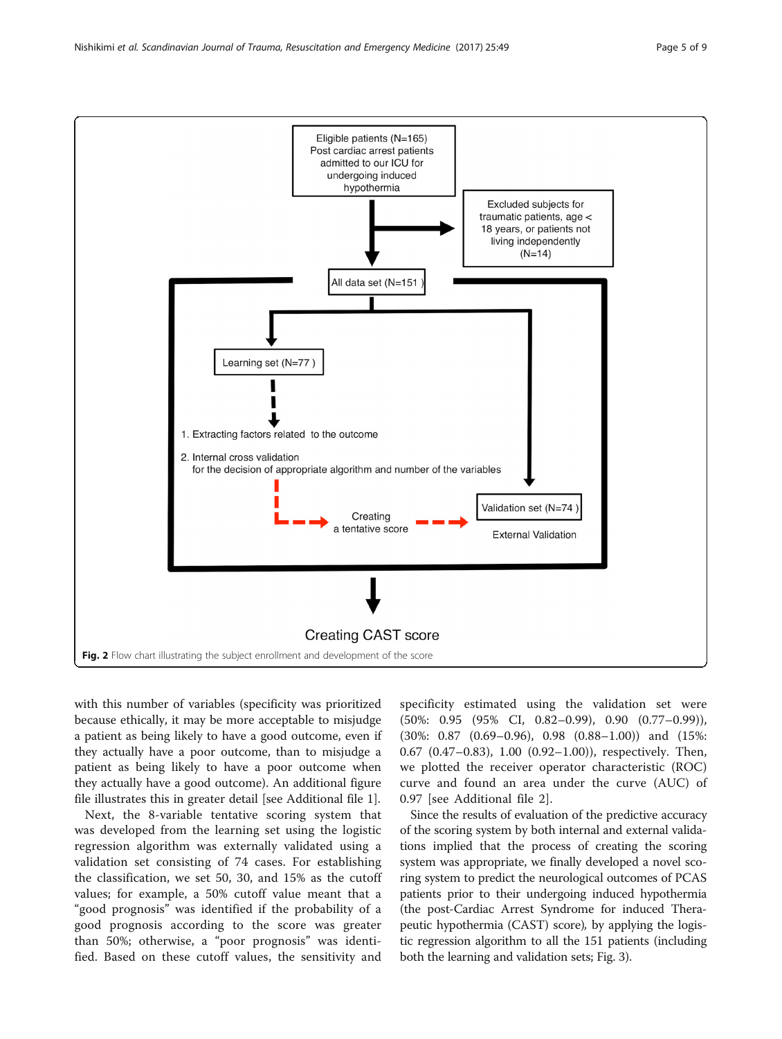Fig. 2 Flow chart illustrating the subject enrollment and development of the score

with this number of variables (specificity was prioritized because ethically, it may be more acceptable to misjudge a patient as being likely to have a good outcome, even if they actually have a poor outcome, than to misjudge a patient as being likely to have a poor outcome when they actually have a good outcome). An additional figure file illustrates this in greater detail [see Additional file 1].

Next, the 8-variable tentative scoring system that was developed from the learning set using the logistic regression algorithm was externally validated using a validation set consisting of 74 cases. For establishing the classification, we set 50, 30, and 15% as the cutoff values; for example, a 50% cutoff value meant that a "good prognosis" was identified if the probability of a good prognosis according to the score was greater than 50%; otherwise, a "poor prognosis" was identified. Based on these cutoff values, the sensitivity and specificity estimated using the validation set were (50%: 0.95 (95% CI, 0.82–0.99), 0.90 (0.77–0.99)), (30%: 0.87 (0.69–0.96), 0.98 (0.88–1.00)) and (15%: 0.67 (0.47–0.83), 1.00 (0.92–1.00)), respectively. Then, we plotted the receiver operator characteristic (ROC) curve and found an area under the curve (AUC) of 0.97 [see Additional file 2].

Since the results of evaluation of the predictive accuracy of the scoring system by both internal and external validations implied that the process of creating the scoring system was appropriate, we finally developed a novel scoring system to predict the neurological outcomes of PCAS patients prior to their undergoing induced hypothermia (the post-Cardiac Arrest Syndrome for induced Therapeutic hypothermia (CAST) score), by applying the logistic regression algorithm to all the 151 patients (including both the learning and validation sets; Fig. 3).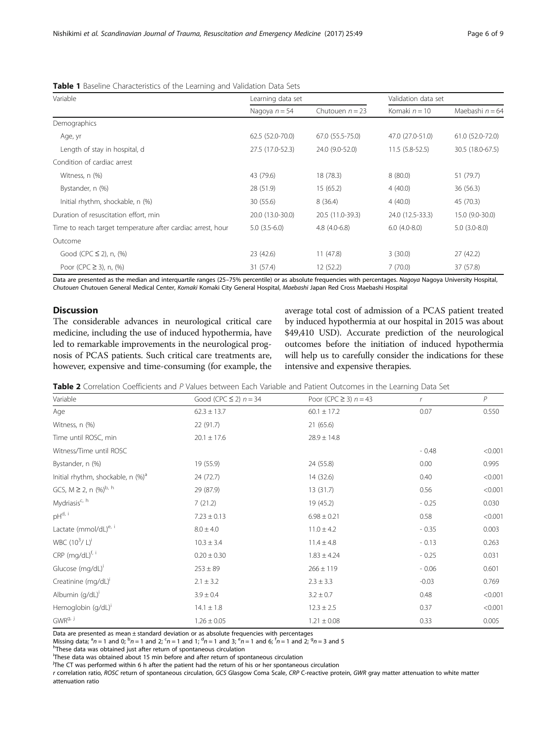**Table 1** Baseline Characteristics of the Learning and Validation Data Sets

| Variable | Learning data set | | Validation data set | |
|---|---|---|---|---|
| | Nagoya $n = 54$ | Chutouen $n = 23$ | Komaki $n = 10$ | Maebashi $n = 64$ |
| Demographics | | | | |
| Age, yr | 62.5 (52.0-70.0) | 67.0 (55.5-75.0) | 47.0 (27.0-51.0) | 61.0 (52.0-72.0) |
| Length of stay in hospital, d | 27.5 (17.0-52.3) | 24.0 (9.0-52.0) | 11.5 (5.8-52.5) | 30.5 (18.0-67.5) |
| Condition of cardiac arrest | | | | |
| Witness, n (%) | 43 (79.6) | 18 (78.3) | 8 (80.0) | 51 (79.7) |
| Bystander, n (%) | 28 (51.9) | 15 (65.2) | 4 (40.0) | 36 (56.3) |
| Initial rhythm, shockable, n (%) | 30 (55.6) | 8 (36.4) | 4 (40.0) | 45 (70.3) |
| Duration of resuscitation effort, min | 20.0 (13.0-30.0) | 20.5 (11.0-39.3) | 24.0 (12.5-33.3) | 15.0 (9.0-30.0) |
| Time to reach target temperature after cardiac arrest, hour | 5.0 (3.5-6.0) | 4.8 (4.0-6.8) | 6.0 (4.0-8.0) | 5.0 (3.0-8.0) |
| Outcome | | | | |
| Good (CPC ≤ 2), n, (%) | 23 (42.6) | 11 (47.8) | 3 (30.0) | 27 (42.2) |
| Poor (CPC ≥ 3), n, (%) | 31 (57.4) | 12 (52.2) | 7 (70.0) | 37 (57.8) |

Data are presented as the median and interquartile ranges (25–75% percentile) or as absolute frequencies with percentages. *Nagoya* Nagoya University Hospital, *Chutouen* Chutouen General Medical Center, *Komaki* Komaki City General Hospital, *Maebashi* Japan Red Cross Maebashi Hospital

## Discussion

The considerable advances in neurological critical care medicine, including the use of induced hypothermia, have led to remarkable improvements in the neurological prognosis of PCAS patients. Such critical care treatments are, however, expensive and time-consuming (for example, the average total cost of admission of a PCAS patient treated by induced hypothermia at our hospital in 2015 was about $49,410 USD). Accurate prediction of the neurological outcomes before the initiation of induced hypothermia will help us to carefully consider the indications for these intensive and expensive therapies.

**Table 2** Correlation Coefficients and *P* Values between Each Variable and Patient Outcomes in the Learning Data Set

| Variable | Good (CPC ≤ 2) $n = 34$ | Poor (CPC ≥ 3) $n = 43$ | $r$ | $P$ |
|---|---|---|---|---|
| Age | 62.3 ± 13.7 | 60.1 ± 17.2 | 0.07 | 0.550 |
| Witness, n (%) | 22 (91.7) | 21 (65.6) | | |
| Time until ROSC, min | 20.1 ± 17.6 | 28.9 ± 14.8 | | |
| Witness/Time until ROSC | | | - 0.48 | <0.001 |
| Bystander, n (%) | 19 (55.9) | 24 (55.8) | 0.00 | 0.995 |
| Initial rhythm, shockable, n (%)[a] | 24 (72.7) | 14 (32.6) | 0.40 | <0.001 |
| GCS, M ≥ 2, n (%)[b, h] | 29 (87.9) | 13 (31.7) | 0.56 | <0.001 |
| Mydriasis[c, h] | 7 (21.2) | 19 (45.2) | - 0.25 | 0.030 |
| pH[d, i] | 7.23 ± 0.13 | 6.98 ± 0.21 | 0.58 | <0.001 |
| Lactate (mmol/dL)[e, i] | 8.0 ± 4.0 | 11.0 ± 4.2 | - 0.35 | 0.003 |
| WBC ($10^3$/ L)[i] | 10.3 ± 3.4 | 11.4 ± 4.8 | - 0.13 | 0.263 |
| CRP (mg/dL)[f, i] | 0.20 ± 0.30 | 1.83 ± 4.24 | - 0.25 | 0.031 |
| Glucose (mg/dL)[i] | 253 ± 89 | 266 ± 119 | - 0.06 | 0.601 |
| Creatinine (mg/dL)[i] | 2.1 ± 3.2 | 2.3 ± 3.3 | -0.03 | 0.769 |
| Albumin (g/dL)[i] | 3.9 ± 0.4 | 3.2 ± 0.7 | 0.48 | <0.001 |
| Hemoglobin (g/dL)[i] | 14.1 ± 1.8 | 12.3 ± 2.5 | 0.37 | <0.001 |
| GWR[g, j] | 1.26 ± 0.05 | 1.21 ± 0.08 | 0.33 | 0.005 |

Data are presented as mean ± standard deviation or as absolute frequencies with percentages

Missing data; [a]n = 1 and 0; [b]n = 1 and 2; [c]n = 1 and 1; [d]n = 1 and 3; [e]n = 1 and 6; [f]n = 1 and 2; [g]n = 3 and 5

[h]These data was obtained just after return of spontaneous circulation

[i]These data was obtained about 15 min before and after return of spontaneous circulation

[j]The CT was performed within 6 h after the patient had the return of his or her spontaneous circulation

*r* correlation ratio, *ROSC* return of spontaneous circulation, *GCS* Glasgow Coma Scale, *CRP* C-reactive protein, *GWR* gray matter attenuation to white matter attenuation ratio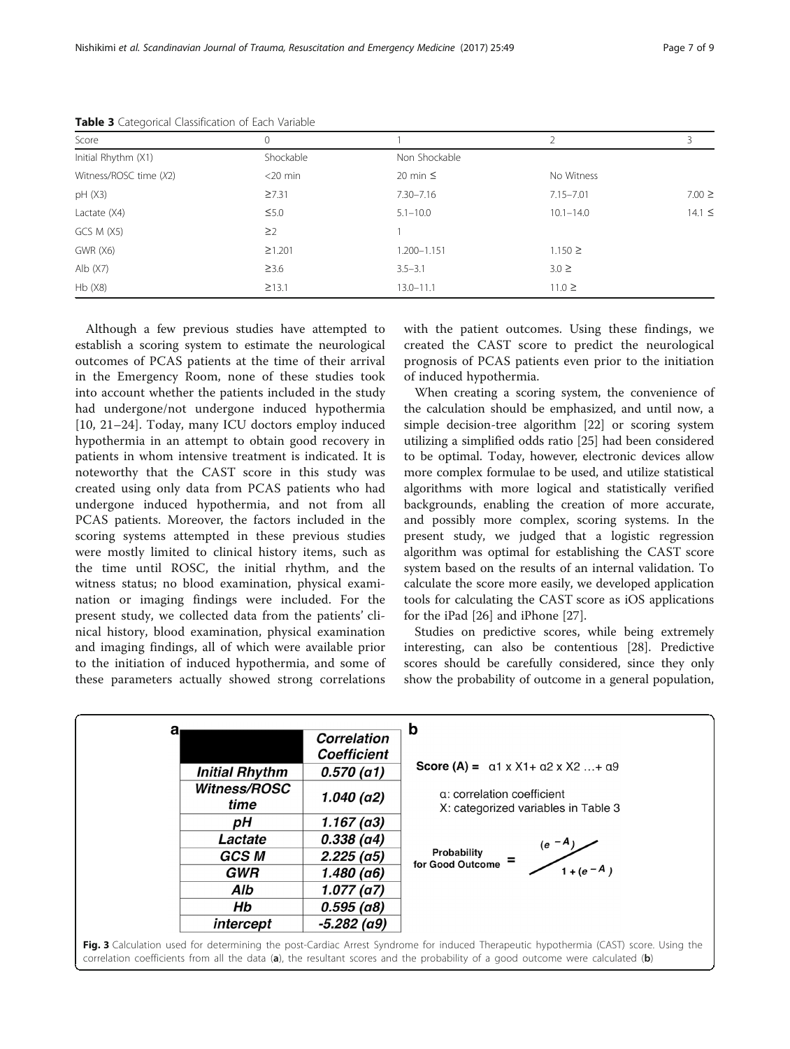**Table 3** Categorical Classification of Each Variable

| Score | 0 | 1 | 2 | 3 |
| --- | --- | --- | --- | --- |
| Initial Rhythm (X1) | Shockable | Non Shockable | | |
| Witness/ROSC time (X2) | <20 min | 20 min ≤ | No Witness | |
| pH (X3) | ≥7.31 | 7.30–7.16 | 7.15–7.01 | 7.00 ≥ |
| Lactate (X4) | ≤5.0 | 5.1–10.0 | 10.1–14.0 | 14.1 ≤ |
| GCS M (X5) | ≥2 | 1 | | |
| GWR (X6) | ≥1.201 | 1.200–1.151 | 1.150 ≥ | |
| Alb (X7) | ≥3.6 | 3.5–3.1 | 3.0 ≥ | |
| Hb (X8) | ≥13.1 | 13.0–11.1 | 11.0 ≥ | |

Although a few previous studies have attempted to establish a scoring system to estimate the neurological outcomes of PCAS patients at the time of their arrival in the Emergency Room, none of these studies took into account whether the patients included in the study had undergone/not undergone induced hypothermia [10, 21–24]. Today, many ICU doctors employ induced hypothermia in an attempt to obtain good recovery in patients in whom intensive treatment is indicated. It is noteworthy that the CAST score in this study was created using only data from PCAS patients who had undergone induced hypothermia, and not from all PCAS patients. Moreover, the factors included in the scoring systems attempted in these previous studies were mostly limited to clinical history items, such as the time until ROSC, the initial rhythm, and the witness status; no blood examination, physical examination or imaging findings were included. For the present study, we collected data from the patients' clinical history, blood examination, physical examination and imaging findings, all of which were available prior to the initiation of induced hypothermia, and some of these parameters actually showed strong correlations with the patient outcomes. Using these findings, we created the CAST score to predict the neurological prognosis of PCAS patients even prior to the initiation of induced hypothermia.

When creating a scoring system, the convenience of the calculation should be emphasized, and until now, a simple decision-tree algorithm [22] or scoring system utilizing a simplified odds ratio [25] had been considered to be optimal. Today, however, electronic devices allow more complex formulae to be used, and utilize statistical algorithms with more logical and statistically verified backgrounds, enabling the creation of more accurate, and possibly more complex, scoring systems. In the present study, we judged that a logistic regression algorithm was optimal for establishing the CAST score system based on the results of an internal validation. To calculate the score more easily, we developed application tools for calculating the CAST score as iOS applications for the iPad [26] and iPhone [27].

Studies on predictive scores, while being extremely interesting, can also be contentious [28]. Predictive scores should be carefully considered, since they only show the probability of outcome in a general population,

**a**

| | Correlation Coefficient |
| --- | --- |
| Initial Rhythm | 0.570 (α1) |
| Witness/ROSC time | 1.040 (α2) |
| pH | 1.167 (α3) |
| Lactate | 0.338 (α4) |
| GCS M | 2.225 (α5) |
| GWR | 1.480 (α6) |
| Alb | 1.077 (α7) |
| Hb | 0.595 (α8) |
| intercept | -5.282 (α9) |

**b**

**Score (A) =** $\alpha 1 \times X1 + \alpha 2 \times X2 \ldots + \alpha 9$

α: correlation coefficient
X: categorized variables in Table 3

$$\text{Probability for Good Outcome} = \frac{(e^{-A})}{1 + (e^{-A})}$$

**Fig. 3** Calculation used for determining the post-Cardiac Arrest Syndrome for induced Therapeutic hypothermia (CAST) score. Using the correlation coefficients from all the data (**a**), the resultant scores and the probability of a good outcome were calculated (**b**)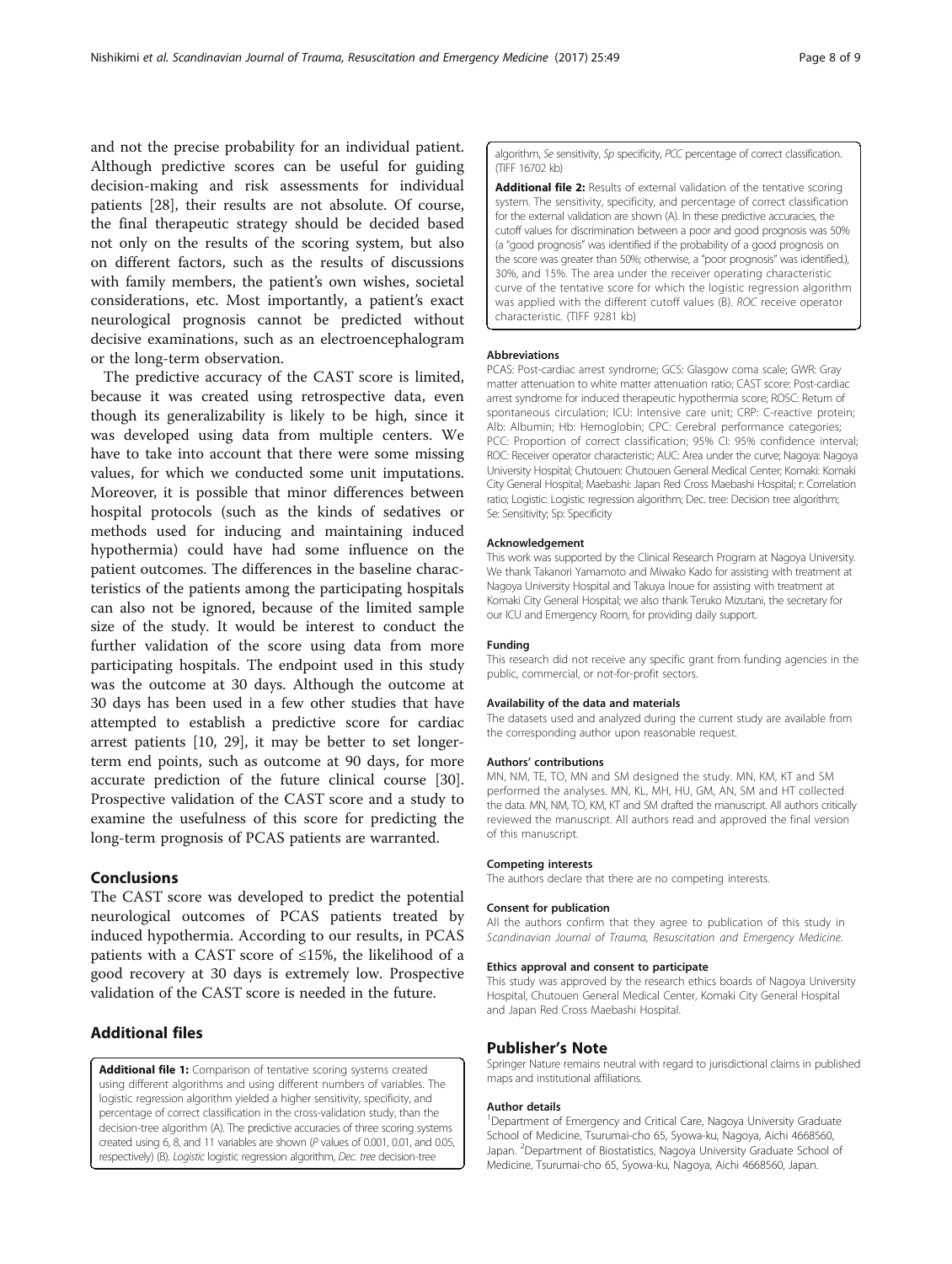and not the precise probability for an individual patient. Although predictive scores can be useful for guiding decision-making and risk assessments for individual patients [28], their results are not absolute. Of course, the final therapeutic strategy should be decided based not only on the results of the scoring system, but also on different factors, such as the results of discussions with family members, the patient's own wishes, societal considerations, etc. Most importantly, a patient's exact neurological prognosis cannot be predicted without decisive examinations, such as an electroencephalogram or the long-term observation.

The predictive accuracy of the CAST score is limited, because it was created using retrospective data, even though its generalizability is likely to be high, since it was developed using data from multiple centers. We have to take into account that there were some missing values, for which we conducted some unit imputations. Moreover, it is possible that minor differences between hospital protocols (such as the kinds of sedatives or methods used for inducing and maintaining induced hypothermia) could have had some influence on the patient outcomes. The differences in the baseline characteristics of the patients among the participating hospitals can also not be ignored, because of the limited sample size of the study. It would be interest to conduct the further validation of the score using data from more participating hospitals. The endpoint used in this study was the outcome at 30 days. Although the outcome at 30 days has been used in a few other studies that have attempted to establish a predictive score for cardiac arrest patients [10, 29], it may be better to set longer-term end points, such as outcome at 90 days, for more accurate prediction of the future clinical course [30]. Prospective validation of the CAST score and a study to examine the usefulness of this score for predicting the long-term prognosis of PCAS patients are warranted.

## Conclusions

The CAST score was developed to predict the potential neurological outcomes of PCAS patients treated by induced hypothermia. According to our results, in PCAS patients with a CAST score of ≤15%, the likelihood of a good recovery at 30 days is extremely low. Prospective validation of the CAST score is needed in the future.

## Additional files

**Additional file 1:** Comparison of tentative scoring systems created using different algorithms and using different numbers of variables. The logistic regression algorithm yielded a higher sensitivity, specificity, and percentage of correct classification in the cross-validation study, than the decision-tree algorithm (A). The predictive accuracies of three scoring systems created using 6, 8, and 11 variables are shown (P values of 0.001, 0.01, and 0.05, respectively) (B). *Logistic* logistic regression algorithm, *Dec. tree* decision-tree algorithm, *Se* sensitivity, *Sp* specificity, *PCC* percentage of correct classification. (TIFF 16702 kb)

**Additional file 2:** Results of external validation of the tentative scoring system. The sensitivity, specificity, and percentage of correct classification for the external validation are shown (A). In these predictive accuracies, the cutoff values for discrimination between a poor and good prognosis was 50% (a "good prognosis" was identified if the probability of a good prognosis on the score was greater than 50%; otherwise, a "poor prognosis" was identified.), 30%, and 15%. The area under the receiver operating characteristic curve of the tentative score for which the logistic regression algorithm was applied with the different cutoff values (B). *ROC* receive operator characteristic. (TIFF 9281 kb)

#### Abbreviations

PCAS: Post-cardiac arrest syndrome; GCS: Glasgow coma scale; GWR: Gray matter attenuation to white matter attenuation ratio; CAST score: Post-cardiac arrest syndrome for induced therapeutic hypothermia score; ROSC: Return of spontaneous circulation; ICU: Intensive care unit; CRP: C-reactive protein; Alb: Albumin; Hb: Hemoglobin; CPC: Cerebral performance categories; PCC: Proportion of correct classification; 95% CI: 95% confidence interval; ROC: Receiver operator characteristic; AUC: Area under the curve; Nagoya: Nagoya University Hospital; Chutouen: Chutouen General Medical Center; Komaki: Komaki City General Hospital; Maebashi: Japan Red Cross Maebashi Hospital; r: Correlation ratio; Logistic: Logistic regression algorithm; Dec. tree: Decision tree algorithm; Se: Sensitivity; Sp: Specificity

#### Acknowledgement

This work was supported by the Clinical Research Program at Nagoya University. We thank Takanori Yamamoto and Miwako Kado for assisting with treatment at Nagoya University Hospital and Takuya Inoue for assisting with treatment at Komaki City General Hospital; we also thank Teruko Mizutani, the secretary for our ICU and Emergency Room, for providing daily support.

#### Funding

This research did not receive any specific grant from funding agencies in the public, commercial, or not-for-profit sectors.

#### Availability of the data and materials

The datasets used and analyzed during the current study are available from the corresponding author upon reasonable request.

#### Authors' contributions

MN, NM, TE, TO, MN and SM designed the study. MN, KM, KT and SM performed the analyses. MN, KL, MH, HU, GM, AN, SM and HT collected the data. MN, NM, TO, KM, KT and SM drafted the manuscript. All authors critically reviewed the manuscript. All authors read and approved the final version of this manuscript.

#### Competing interests

The authors declare that there are no competing interests.

#### Consent for publication

All the authors confirm that they agree to publication of this study in *Scandinavian Journal of Trauma, Resuscitation and Emergency Medicine.*

#### Ethics approval and consent to participate

This study was approved by the research ethics boards of Nagoya University Hospital, Chutouen General Medical Center, Komaki City General Hospital and Japan Red Cross Maebashi Hospital.

## Publisher's Note

Springer Nature remains neutral with regard to jurisdictional claims in published maps and institutional affiliations.

#### Author details

[1]Department of Emergency and Critical Care, Nagoya University Graduate School of Medicine, Tsurumai-cho 65, Syowa-ku, Nagoya, Aichi 4668560, Japan. [2]Department of Biostatistics, Nagoya University Graduate School of Medicine, Tsurumai-cho 65, Syowa-ku, Nagoya, Aichi 4668560, Japan.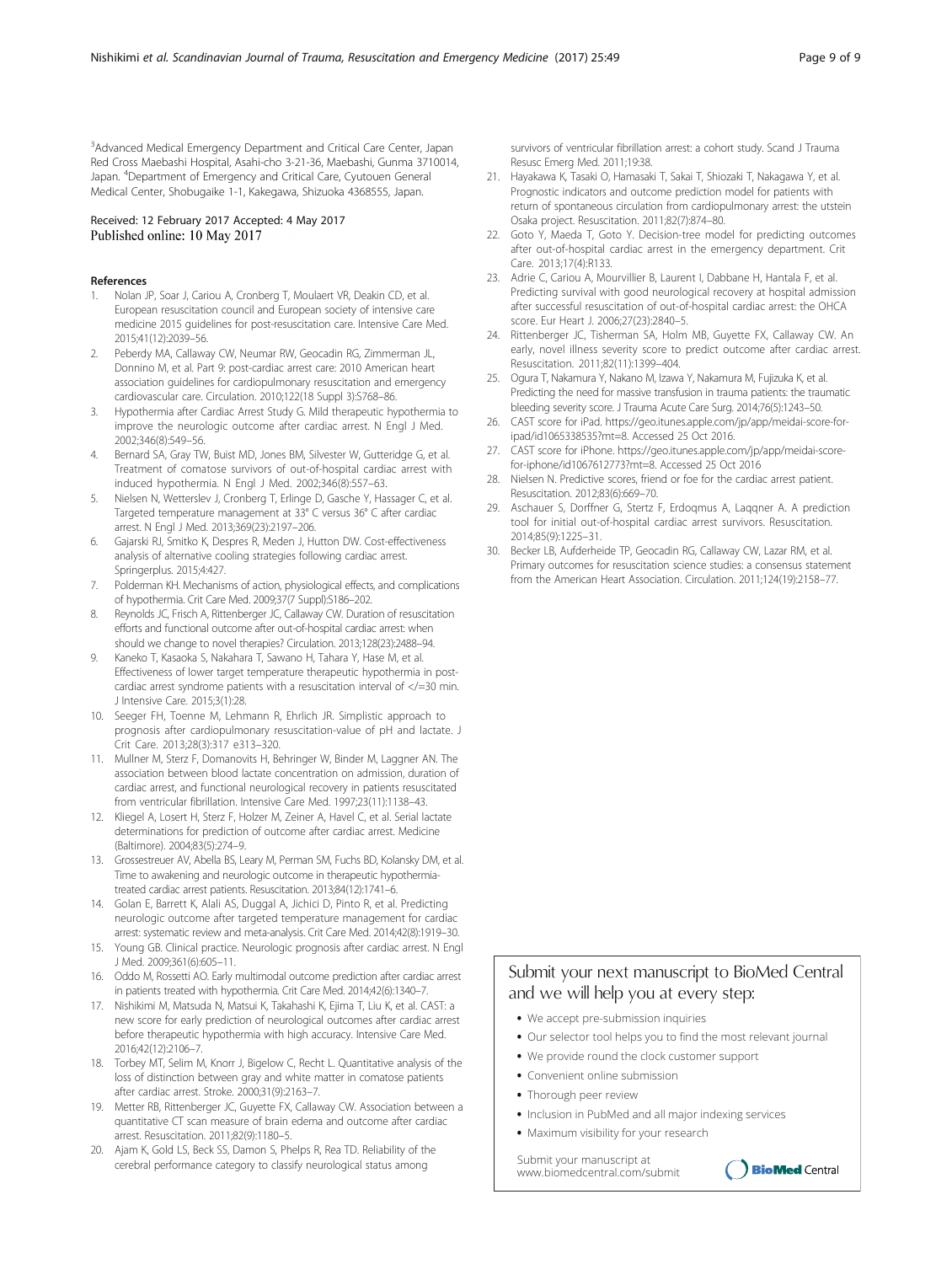[3]Advanced Medical Emergency Department and Critical Care Center, Japan Red Cross Maebashi Hospital, Asahi-cho 3-21-36, Maebashi, Gunma 3710014, Japan. [4]Department of Emergency and Critical Care, Cyutouen General Medical Center, Shobugaike 1-1, Kakegawa, Shizuoka 4368555, Japan.

Received: 12 February 2017 Accepted: 4 May 2017
Published online: 10 May 2017

## References

1. Nolan JP, Soar J, Cariou A, Cronberg T, Moulaert VR, Deakin CD, et al. European resuscitation council and European society of intensive care medicine 2015 guidelines for post-resuscitation care. Intensive Care Med. 2015;41(12):2039–56.
2. Peberdy MA, Callaway CW, Neumar RW, Geocadin RG, Zimmerman JL, Donnino M, et al. Part 9: post-cardiac arrest care: 2010 American heart association guidelines for cardiopulmonary resuscitation and emergency cardiovascular care. Circulation. 2010;122(18 Suppl 3):S768–86.
3. Hypothermia after Cardiac Arrest Study G. Mild therapeutic hypothermia to improve the neurologic outcome after cardiac arrest. N Engl J Med. 2002;346(8):549–56.
4. Bernard SA, Gray TW, Buist MD, Jones BM, Silvester W, Gutteridge G, et al. Treatment of comatose survivors of out-of-hospital cardiac arrest with induced hypothermia. N Engl J Med. 2002;346(8):557–63.
5. Nielsen N, Wetterslev J, Cronberg T, Erlinge D, Gasche Y, Hassager C, et al. Targeted temperature management at 33° C versus 36° C after cardiac arrest. N Engl J Med. 2013;369(23):2197–206.
6. Gajarski RJ, Smitko K, Despres R, Meden J, Hutton DW. Cost-effectiveness analysis of alternative cooling strategies following cardiac arrest. Springerplus. 2015;4:427.
7. Polderman KH. Mechanisms of action, physiological effects, and complications of hypothermia. Crit Care Med. 2009;37(7 Suppl):S186–202.
8. Reynolds JC, Frisch A, Rittenberger JC, Callaway CW. Duration of resuscitation efforts and functional outcome after out-of-hospital cardiac arrest: when should we change to novel therapies? Circulation. 2013;128(23):2488–94.
9. Kaneko T, Kasaoka S, Nakahara T, Sawano H, Tahara Y, Hase M, et al. Effectiveness of lower target temperature therapeutic hypothermia in post-cardiac arrest syndrome patients with a resuscitation interval of </=30 min. J Intensive Care. 2015;3(1):28.
10. Seeger FH, Toenne M, Lehmann R, Ehrlich JR. Simplistic approach to prognosis after cardiopulmonary resuscitation-value of pH and lactate. J Crit Care. 2013;28(3):317 e313–320.
11. Mullner M, Sterz F, Domanovits H, Behringer W, Binder M, Laggner AN. The association between blood lactate concentration on admission, duration of cardiac arrest, and functional neurological recovery in patients resuscitated from ventricular fibrillation. Intensive Care Med. 1997;23(11):1138–43.
12. Kliegel A, Losert H, Sterz F, Holzer M, Zeiner A, Havel C, et al. Serial lactate determinations for prediction of outcome after cardiac arrest. Medicine (Baltimore). 2004;83(5):274–9.
13. Grossestreuer AV, Abella BS, Leary M, Perman SM, Fuchs BD, Kolansky DM, et al. Time to awakening and neurologic outcome in therapeutic hypothermia-treated cardiac arrest patients. Resuscitation. 2013;84(12):1741–6.
14. Golan E, Barrett K, Alali AS, Duggal A, Jichici D, Pinto R, et al. Predicting neurologic outcome after targeted temperature management for cardiac arrest: systematic review and meta-analysis. Crit Care Med. 2014;42(8):1919–30.
15. Young GB. Clinical practice. Neurologic prognosis after cardiac arrest. N Engl J Med. 2009;361(6):605–11.
16. Oddo M, Rossetti AO. Early multimodal outcome prediction after cardiac arrest in patients treated with hypothermia. Crit Care Med. 2014;42(6):1340–7.
17. Nishikimi M, Matsuda N, Matsui K, Takahashi K, Ejima T, Liu K, et al. CAST: a new score for early prediction of neurological outcomes after cardiac arrest before therapeutic hypothermia with high accuracy. Intensive Care Med. 2016;42(12):2106–7.
18. Torbey MT, Selim M, Knorr J, Bigelow C, Recht L. Quantitative analysis of the loss of distinction between gray and white matter in comatose patients after cardiac arrest. Stroke. 2000;31(9):2163–7.
19. Metter RB, Rittenberger JC, Guyette FX, Callaway CW. Association between a quantitative CT scan measure of brain edema and outcome after cardiac arrest. Resuscitation. 2011;82(9):1180–5.
20. Ajam K, Gold LS, Beck SS, Damon S, Phelps R, Rea TD. Reliability of the cerebral performance category to classify neurological status among survivors of ventricular fibrillation arrest: a cohort study. Scand J Trauma Resusc Emerg Med. 2011;19:38.
21. Hayakawa K, Tasaki O, Hamasaki T, Sakai T, Shiozaki T, Nakagawa Y, et al. Prognostic indicators and outcome prediction model for patients with return of spontaneous circulation from cardiopulmonary arrest: the utstein Osaka project. Resuscitation. 2011;82(7):874–80.
22. Goto Y, Maeda T, Goto Y. Decision-tree model for predicting outcomes after out-of-hospital cardiac arrest in the emergency department. Crit Care. 2013;17(4):R133.
23. Adrie C, Cariou A, Mourvillier B, Laurent I, Dabbane H, Hantala F, et al. Predicting survival with good neurological recovery at hospital admission after successful resuscitation of out-of-hospital cardiac arrest: the OHCA score. Eur Heart J. 2006;27(23):2840–5.
24. Rittenberger JC, Tisherman SA, Holm MB, Guyette FX, Callaway CW. An early, novel illness severity score to predict outcome after cardiac arrest. Resuscitation. 2011;82(11):1399–404.
25. Ogura T, Nakamura Y, Nakano M, Izawa Y, Nakamura M, Fujizuka K, et al. Predicting the need for massive transfusion in trauma patients: the traumatic bleeding severity score. J Trauma Acute Care Surg. 2014;76(5):1243–50.
26. CAST score for iPad. https://geo.itunes.apple.com/jp/app/meidai-score-for-ipad/id1065338535?mt=8. Accessed 25 Oct 2016.
27. CAST score for iPhone. https://geo.itunes.apple.com/jp/app/meidai-score-for-iphone/id1067612773?mt=8. Accessed 25 Oct 2016
28. Nielsen N. Predictive scores, friend or foe for the cardiac arrest patient. Resuscitation. 2012;83(6):669–70.
29. Aschauer S, Dorffner G, Stertz F, Erdoqmus A, Laqqner A. A prediction tool for initial out-of-hospital cardiac arrest survivors. Resuscitation. 2014;85(9):1225–31.
30. Becker LB, Aufderheide TP, Geocadin RG, Callaway CW, Lazar RM, et al. Primary outcomes for resuscitation science studies: a consensus statement from the American Heart Association. Circulation. 2011;124(19):2158–77.

Submit your next manuscript to BioMed Central and we will help you at every step:

- We accept pre-submission inquiries
- Our selector tool helps you to find the most relevant journal
- We provide round the clock customer support
- Convenient online submission
- Thorough peer review
- Inclusion in PubMed and all major indexing services
- Maximum visibility for your research

Submit your manuscript at
www.biomedcentral.com/submit

BioMed Central